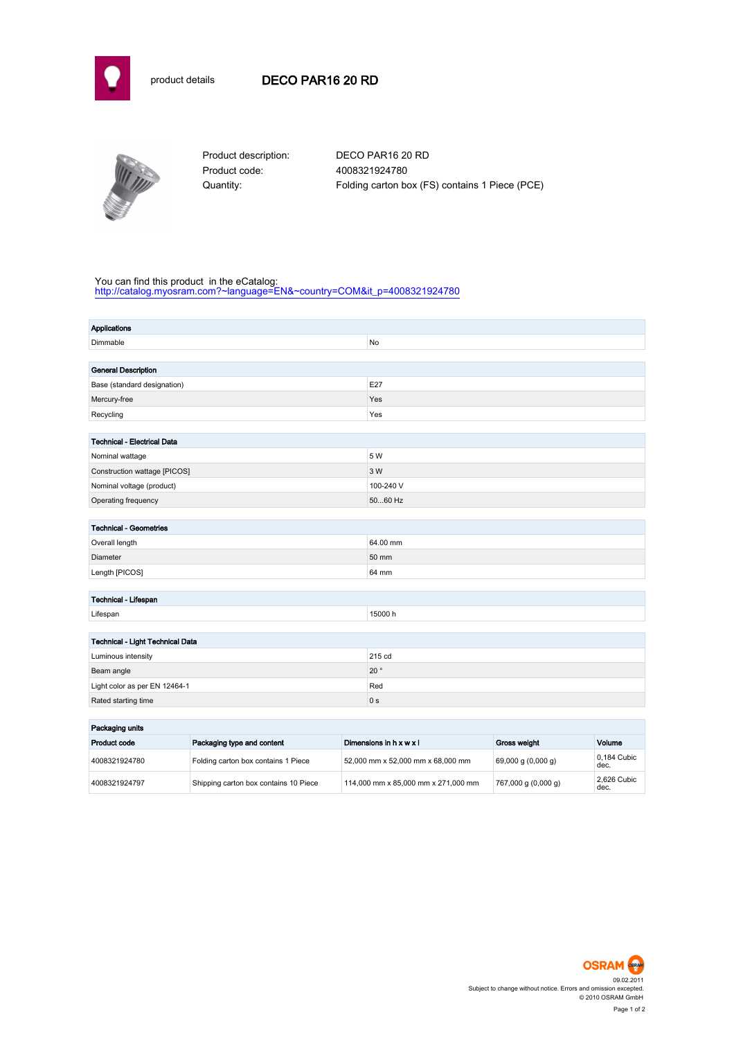product details

# DECO PAR16 20 RD

Product description: DECO PAR16 20 RD
Product code: 4008321924780
Quantity: Folding carton box (FS) contains 1 Piece (PCE)

You can find this product in the eCatalog:
http://catalog.myosram.com?~language=EN&~country=COM&it_p=4008321924780

| Applications | |
|---|---|
| Dimmable | No |

| General Description | |
|---|---|
| Base (standard designation) | E27 |
| Mercury-free | Yes |
| Recycling | Yes |

| Technical - Electrical Data | |
|---|---|
| Nominal wattage | 5 W |
| Construction wattage [PICOS] | 3 W |
| Nominal voltage (product) | 100-240 V |
| Operating frequency | 50...60 Hz |

| Technical - Geometries | |
|---|---|
| Overall length | 64.00 mm |
| Diameter | 50 mm |
| Length [PICOS] | 64 mm |

| Technical - Lifespan | |
|---|---|
| Lifespan | 15000 h |

| Technical - Light Technical Data | |
|---|---|
| Luminous intensity | 215 cd |
| Beam angle | 20 ° |
| Light color as per EN 12464-1 | Red |
| Rated starting time | 0 s |

**Packaging units**

| Product code | Packaging type and content | Dimensions in h x w x l | Gross weight | Volume |
|---|---|---|---|---|
| 4008321924780 | Folding carton box contains 1 Piece | 52,000 mm x 52,000 mm x 68,000 mm | 69,000 g (0,000 g) | 0,184 Cubic dec. |
| 4008321924797 | Shipping carton box contains 10 Piece | 114,000 mm x 85,000 mm x 271,000 mm | 767,000 g (0,000 g) | 2,626 Cubic dec. |

OSRAM
09.02.2011
Subject to change without notice. Errors and omission excepted.
© 2010 OSRAM GmbH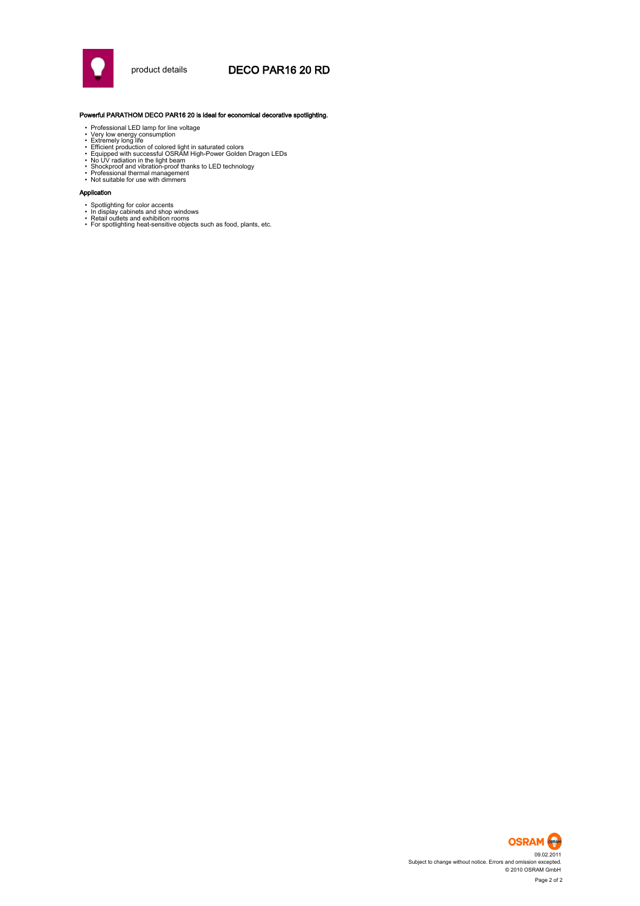product details

# DECO PAR16 20 RD

**Powerful PARATHOM DECO PAR16 20 is ideal for economical decorative spotlighting.**

- Professional LED lamp for line voltage
- Very low energy consumption
- Extremely long life
- Efficient production of colored light in saturated colors
- Equipped with successful OSRAM High-Power Golden Dragon LEDs
- No UV radiation in the light beam
- Shockproof and vibration-proof thanks to LED technology
- Professional thermal management
- Not suitable for use with dimmers

## Application

- Spotlighting for color accents
- In display cabinets and shop windows
- Retail outlets and exhibition rooms
- For spotlighting heat-sensitive objects such as food, plants, etc.

09.02.2011
Subject to change without notice. Errors and omission excepted.
© 2010 OSRAM GmbH